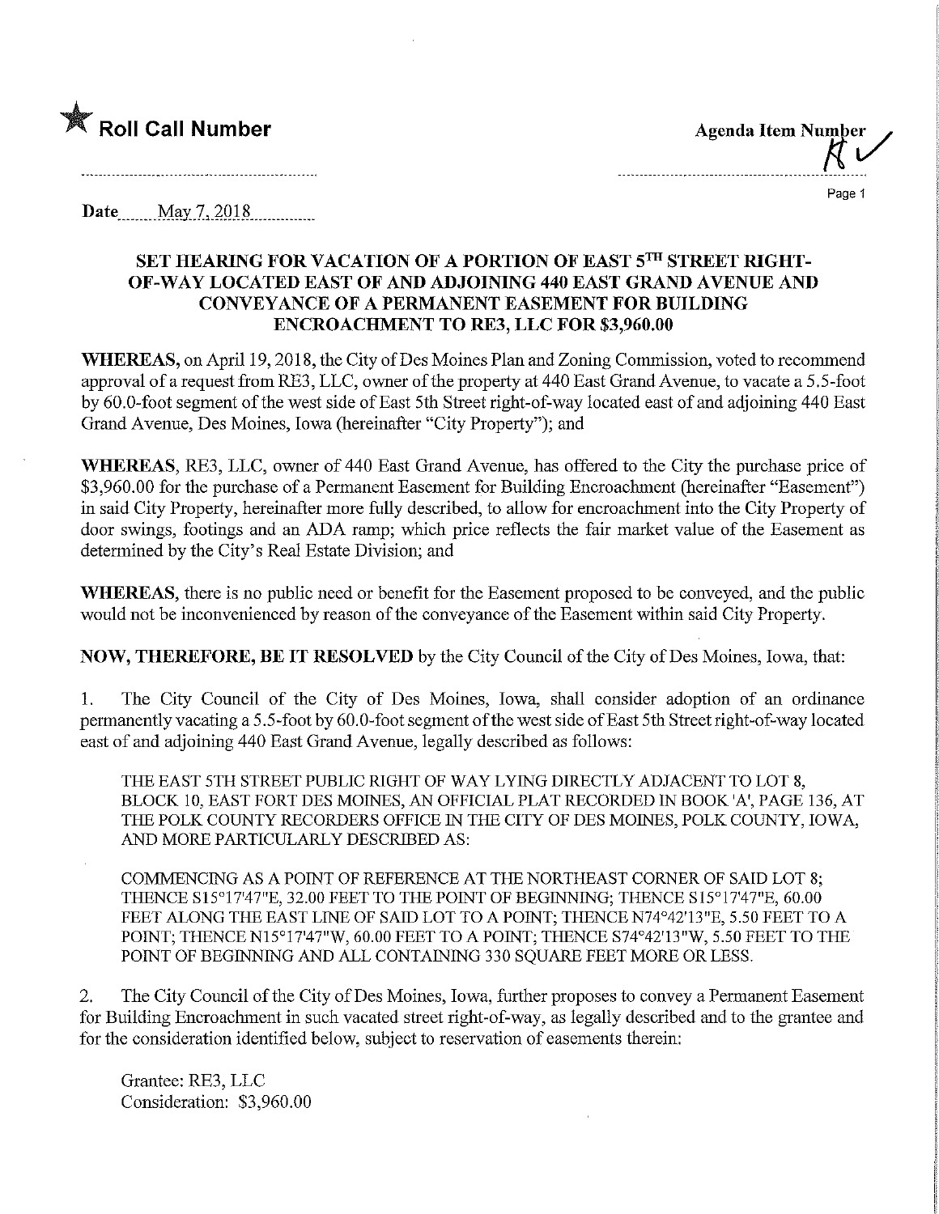★ **Roll Call Number**

**Agenda Item Number**

Date May 7, 2018

### SET HEARING FOR VACATION OF A PORTION OF EAST 5TH STREET RIGHT-OF-WAY LOCATED EAST OF AND ADJOINING 440 EAST GRAND AVENUE AND CONVEYANCE OF A PERMANENT EASEMENT FOR BUILDING ENCROACHMENT TO RE3, LLC FOR $3,960.00

**WHEREAS,** on April 19, 2018, the City of Des Moines Plan and Zoning Commission, voted to recommend approval of a request from RE3, LLC, owner of the property at 440 East Grand Avenue, to vacate a 5.5-foot by 60.0-foot segment of the west side of East 5th Street right-of-way located east of and adjoining 440 East Grand Avenue, Des Moines, Iowa (hereinafter "City Property"); and

**WHEREAS,** RE3, LLC, owner of 440 East Grand Avenue, has offered to the City the purchase price of $3,960.00 for the purchase of a Permanent Easement for Building Encroachment (hereinafter "Easement") in said City Property, hereinafter more fully described, to allow for encroachment into the City Property of door swings, footings and an ADA ramp; which price reflects the fair market value of the Easement as determined by the City's Real Estate Division; and

**WHEREAS,** there is no public need or benefit for the Easement proposed to be conveyed, and the public would not be inconvenienced by reason of the conveyance of the Easement within said City Property.

**NOW, THEREFORE, BE IT RESOLVED** by the City Council of the City of Des Moines, Iowa, that:

1. The City Council of the City of Des Moines, Iowa, shall consider adoption of an ordinance permanently vacating a 5.5-foot by 60.0-foot segment of the west side of East 5th Street right-of-way located east of and adjoining 440 East Grand Avenue, legally described as follows:

THE EAST 5TH STREET PUBLIC RIGHT OF WAY LYING DIRECTLY ADJACENT TO LOT 8, BLOCK 10, EAST FORT DES MOINES, AN OFFICIAL PLAT RECORDED IN BOOK 'A', PAGE 136, AT THE POLK COUNTY RECORDERS OFFICE IN THE CITY OF DES MOINES, POLK COUNTY, IOWA, AND MORE PARTICULARLY DESCRIBED AS:

COMMENCING AS A POINT OF REFERENCE AT THE NORTHEAST CORNER OF SAID LOT 8; THENCE S15°17'47"E, 32.00 FEET TO THE POINT OF BEGINNING; THENCE S15°17'47"E, 60.00 FEET ALONG THE EAST LINE OF SAID LOT TO A POINT; THENCE N74°42'13"E, 5.50 FEET TO A POINT; THENCE N15°17'47"W, 60.00 FEET TO A POINT; THENCE S74°42'13"W, 5.50 FEET TO THE POINT OF BEGINNING AND ALL CONTAINING 330 SQUARE FEET MORE OR LESS.

2. The City Council of the City of Des Moines, Iowa, further proposes to convey a Permanent Easement for Building Encroachment in such vacated street right-of-way, as legally described and to the grantee and for the consideration identified below, subject to reservation of easements therein:

Grantee: RE3, LLC
Consideration: $3,960.00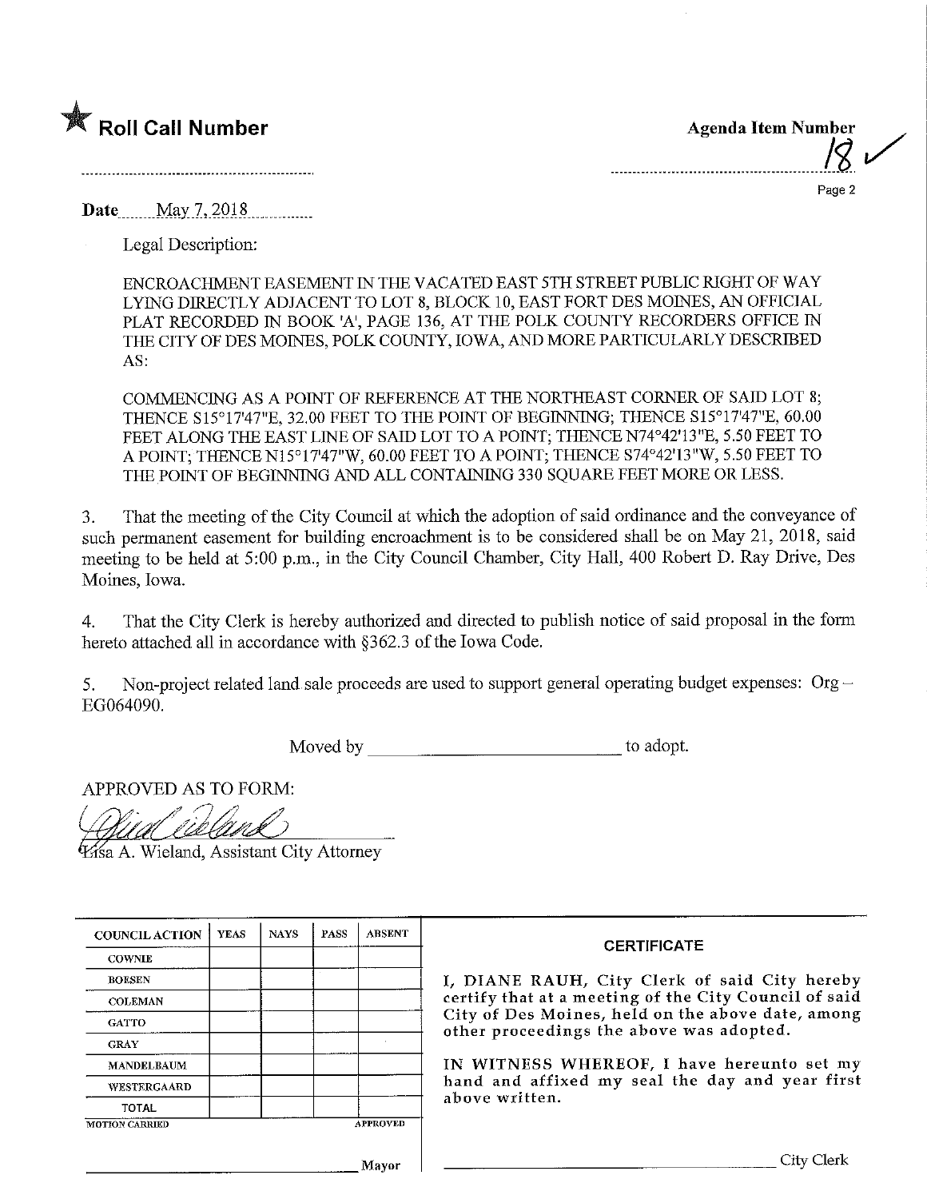★ **Roll Call Number**

**Agenda Item Number**

18 ✓

**Date** May 7, 2018

Legal Description:

ENCROACHMENT EASEMENT IN THE VACATED EAST 5TH STREET PUBLIC RIGHT OF WAY LYING DIRECTLY ADJACENT TO LOT 8, BLOCK 10, EAST FORT DES MOINES, AN OFFICIAL PLAT RECORDED IN BOOK 'A', PAGE 136, AT THE POLK COUNTY RECORDERS OFFICE IN THE CITY OF DES MOINES, POLK COUNTY, IOWA, AND MORE PARTICULARLY DESCRIBED AS:

COMMENCING AS A POINT OF REFERENCE AT THE NORTHEAST CORNER OF SAID LOT 8; THENCE S15°17'47"E, 32.00 FEET TO THE POINT OF BEGINNING; THENCE S15°17'47"E, 60.00 FEET ALONG THE EAST LINE OF SAID LOT TO A POINT; THENCE N74°42'13"E, 5.50 FEET TO A POINT; THENCE N15°17'47"W, 60.00 FEET TO A POINT; THENCE S74°42'13"W, 5.50 FEET TO THE POINT OF BEGINNING AND ALL CONTAINING 330 SQUARE FEET MORE OR LESS.

3. That the meeting of the City Council at which the adoption of said ordinance and the conveyance of such permanent easement for building encroachment is to be considered shall be on May 21, 2018, said meeting to be held at 5:00 p.m., in the City Council Chamber, City Hall, 400 Robert D. Ray Drive, Des Moines, Iowa.

4. That the City Clerk is hereby authorized and directed to publish notice of said proposal in the form hereto attached all in accordance with §362.3 of the Iowa Code.

5. Non-project related land sale proceeds are used to support general operating budget expenses: Org – EG064090.

Moved by ________________________ to adopt.

APPROVED AS TO FORM:

Lisa A. Wieland, Assistant City Attorney

| COUNCIL ACTION | YEAS | NAYS | PASS | ABSENT |
|---|---|---|---|---|
| COWNIE | | | | |
| BOESEN | | | | |
| COLEMAN | | | | |
| GATTO | | | | |
| GRAY | | | | |
| MANDELBAUM | | | | |
| WESTERGAARD | | | | |
| TOTAL | | | | |
| MOTION CARRIED | | | | APPROVED |

________________________ Mayor

**CERTIFICATE**

I, DIANE RAUH, City Clerk of said City hereby certify that at a meeting of the City Council of said City of Des Moines, held on the above date, among other proceedings the above was adopted.

IN WITNESS WHEREOF, I have hereunto set my hand and affixed my seal the day and year first above written.

________________________ City Clerk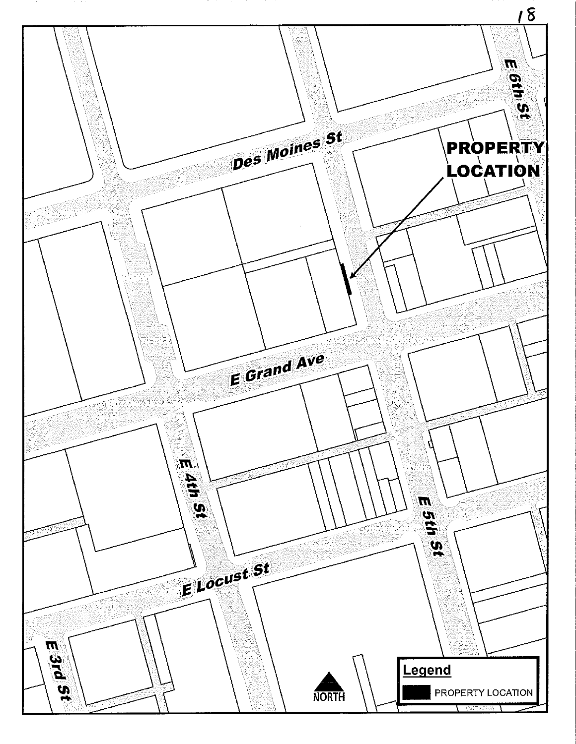Des Moines St

E 6th St

PROPERTY LOCATION

E Grand Ave

E 4th St

E 5th St

E Locust St

E 3rd St

NORTH

**Legend**

PROPERTY LOCATION